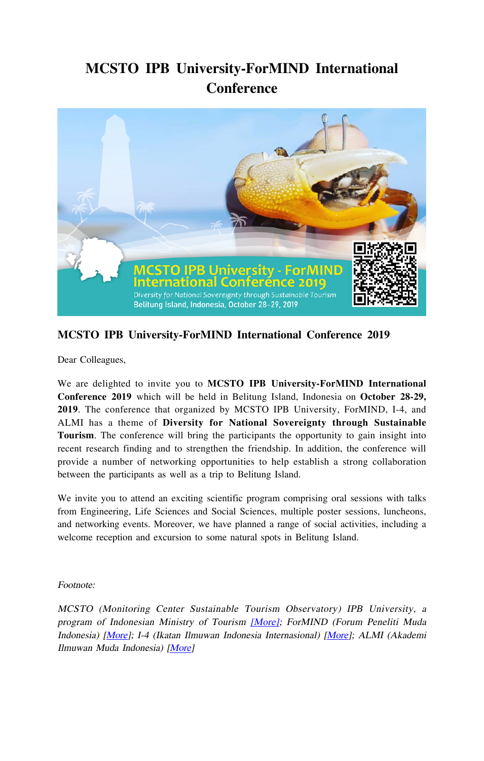# MCSTO IPB University-ForMIND International Conference

## MCSTO IPB University-ForMIND International Conference 2019

Dear Colleagues,

We are delighted to invite you to **MCSTO IPB University-ForMIND International Conference 2019** which will be held in Belitung Island, Indonesia on **October 28-29, 2019**. The conference that organized by MCSTO IPB University, ForMIND, I-4, and ALMI has a theme of **Diversity for National Sovereignty through Sustainable Tourism**. The conference will bring the participants the opportunity to gain insight into recent research finding and to strengthen the friendship. In addition, the conference will provide a number of networking opportunities to help establish a strong collaboration between the participants as well as a trip to Belitung Island.

We invite you to attend an exciting scientific program comprising oral sessions with talks from Engineering, Life Sciences and Social Sciences, multiple poster sessions, luncheons, and networking events. Moreover, we have planned a range of social activities, including a welcome reception and excursion to some natural spots in Belitung Island.

*Footnote:*

*MCSTO (Monitoring Center Sustainable Tourism Observatory) IPB University, a program of Indonesian Ministry of Tourism [More]; ForMIND (Forum Peneliti Muda Indonesia) [More]; I-4 (Ikatan Ilmuwan Indonesia Internasional) [More]; ALMI (Akademi Ilmuwan Muda Indonesia) [More]*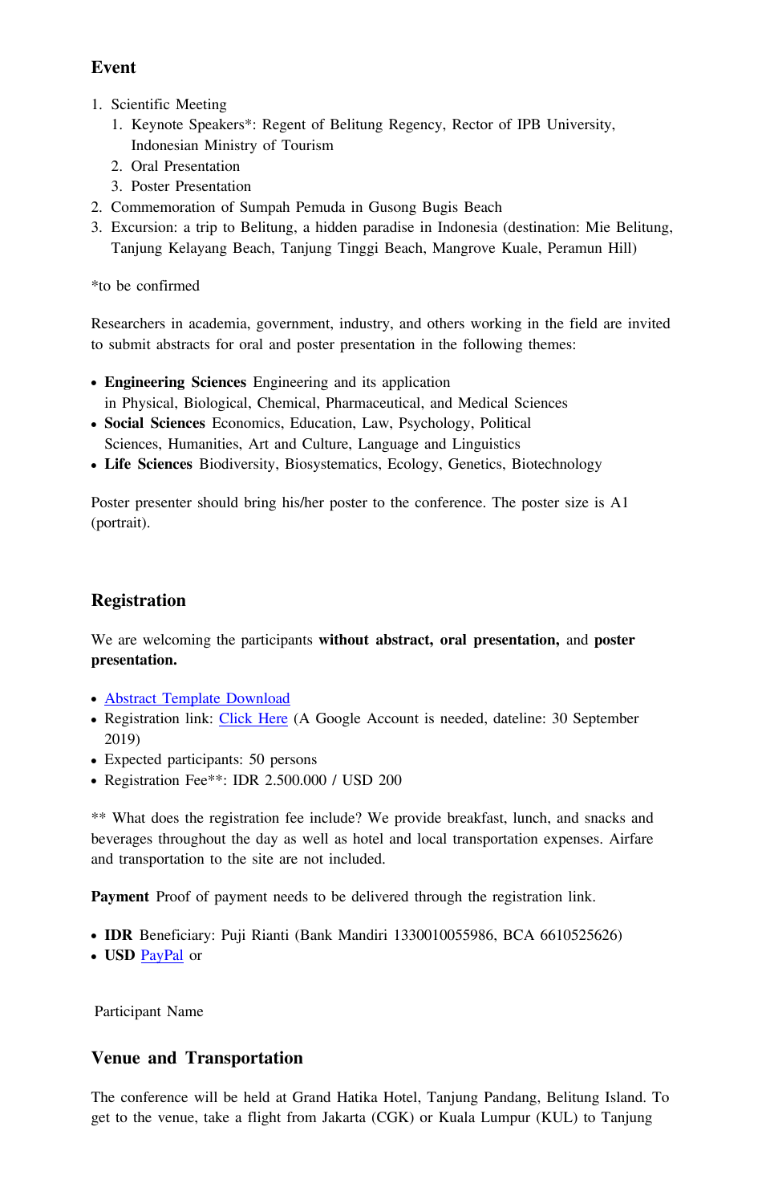## Event

1. Scientific Meeting
   1. Keynote Speakers*: Regent of Belitung Regency, Rector of IPB University, Indonesian Ministry of Tourism
   2. Oral Presentation
   3. Poster Presentation
2. Commemoration of Sumpah Pemuda in Gusong Bugis Beach
3. Excursion: a trip to Belitung, a hidden paradise in Indonesia (destination: Mie Belitung, Tanjung Kelayang Beach, Tanjung Tinggi Beach, Mangrove Kuale, Peramun Hill)

*to be confirmed

Researchers in academia, government, industry, and others working in the field are invited to submit abstracts for oral and poster presentation in the following themes:

- **Engineering Sciences** Engineering and its application in Physical, Biological, Chemical, Pharmaceutical, and Medical Sciences
- **Social Sciences** Economics, Education, Law, Psychology, Political Sciences, Humanities, Art and Culture, Language and Linguistics
- **Life Sciences** Biodiversity, Biosystematics, Ecology, Genetics, Biotechnology

Poster presenter should bring his/her poster to the conference. The poster size is A1 (portrait).

## Registration

We are welcoming the participants **without abstract, oral presentation,** and **poster presentation.**

- Abstract Template Download
- Registration link: Click Here (A Google Account is needed, dateline: 30 September 2019)
- Expected participants: 50 persons
- Registration Fee**: IDR 2.500.000 / USD 200

** What does the registration fee include? We provide breakfast, lunch, and snacks and beverages throughout the day as well as hotel and local transportation expenses. Airfare and transportation to the site are not included.

**Payment** Proof of payment needs to be delivered through the registration link.

- **IDR** Beneficiary: Puji Rianti (Bank Mandiri 1330010055986, BCA 6610525626)
- **USD** PayPal or

Participant Name

## Venue and Transportation

The conference will be held at Grand Hatika Hotel, Tanjung Pandang, Belitung Island. To get to the venue, take a flight from Jakarta (CGK) or Kuala Lumpur (KUL) to Tanjung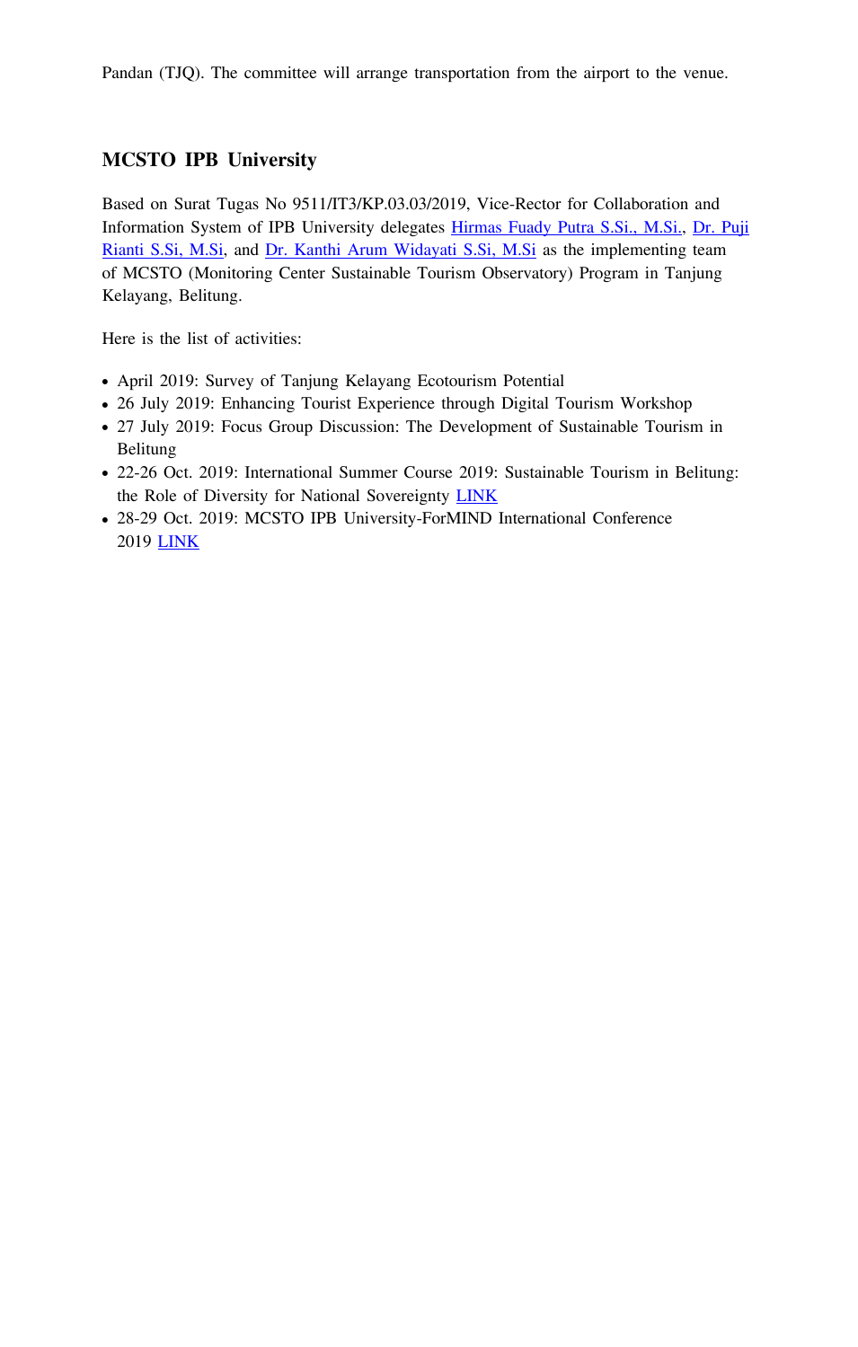Pandan (TJQ). The committee will arrange transportation from the airport to the venue.

## MCSTO IPB University

Based on Surat Tugas No 9511/IT3/KP.03.03/2019, Vice-Rector for Collaboration and Information System of IPB University delegates Hirmas Fuady Putra S.Si., M.Si., Dr. Puji Rianti S.Si, M.Si, and Dr. Kanthi Arum Widayati S.Si, M.Si as the implementing team of MCSTO (Monitoring Center Sustainable Tourism Observatory) Program in Tanjung Kelayang, Belitung.

Here is the list of activities:

- April 2019: Survey of Tanjung Kelayang Ecotourism Potential
- 26 July 2019: Enhancing Tourist Experience through Digital Tourism Workshop
- 27 July 2019: Focus Group Discussion: The Development of Sustainable Tourism in Belitung
- 22-26 Oct. 2019: International Summer Course 2019: Sustainable Tourism in Belitung: the Role of Diversity for National Sovereignty LINK
- 28-29 Oct. 2019: MCSTO IPB University-ForMIND International Conference 2019 LINK